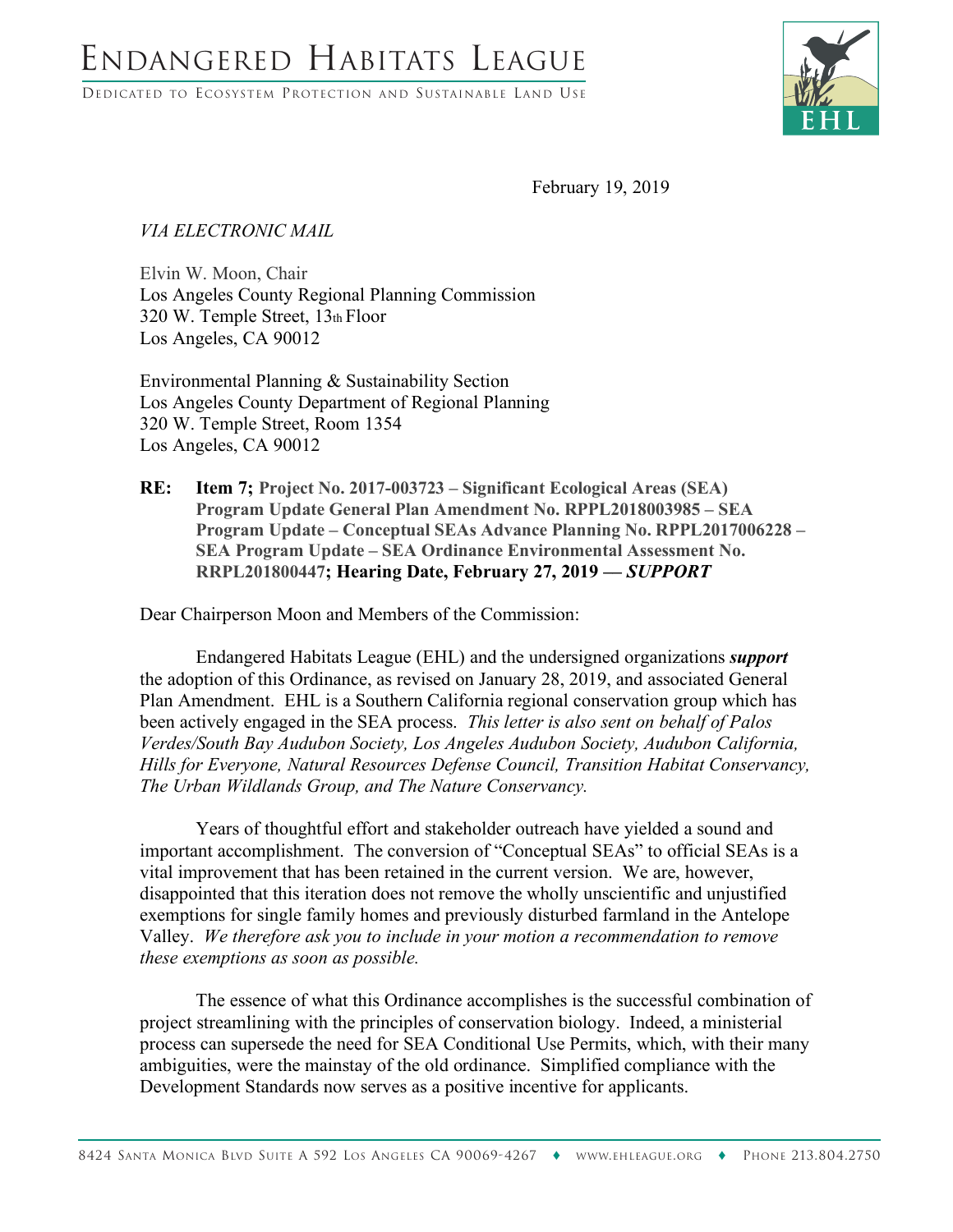# Endangered Habitats League

Dedicated to Ecosystem Protection and Sustainable Land Use

February 19, 2019

*VIA ELECTRONIC MAIL*

Elvin W. Moon, Chair
Los Angeles County Regional Planning Commission
320 W. Temple Street, 13th Floor
Los Angeles, CA 90012

Environmental Planning & Sustainability Section
Los Angeles County Department of Regional Planning
320 W. Temple Street, Room 1354
Los Angeles, CA 90012

**RE: Item 7; Project No. 2017-003723 – Significant Ecological Areas (SEA) Program Update General Plan Amendment No. RPPL2018003985 – SEA Program Update – Conceptual SEAs Advance Planning No. RPPL2017006228 – SEA Program Update – SEA Ordinance Environmental Assessment No. RRPL201800447; Hearing Date, February 27, 2019 — *SUPPORT***

Dear Chairperson Moon and Members of the Commission:

Endangered Habitats League (EHL) and the undersigned organizations ***support*** the adoption of this Ordinance, as revised on January 28, 2019, and associated General Plan Amendment. EHL is a Southern California regional conservation group which has been actively engaged in the SEA process. *This letter is also sent on behalf of Palos Verdes/South Bay Audubon Society, Los Angeles Audubon Society, Audubon California, Hills for Everyone, Natural Resources Defense Council, Transition Habitat Conservancy, The Urban Wildlands Group, and The Nature Conservancy.*

Years of thoughtful effort and stakeholder outreach have yielded a sound and important accomplishment. The conversion of "Conceptual SEAs" to official SEAs is a vital improvement that has been retained in the current version. We are, however, disappointed that this iteration does not remove the wholly unscientific and unjustified exemptions for single family homes and previously disturbed farmland in the Antelope Valley. *We therefore ask you to include in your motion a recommendation to remove these exemptions as soon as possible.*

The essence of what this Ordinance accomplishes is the successful combination of project streamlining with the principles of conservation biology. Indeed, a ministerial process can supersede the need for SEA Conditional Use Permits, which, with their many ambiguities, were the mainstay of the old ordinance. Simplified compliance with the Development Standards now serves as a positive incentive for applicants.

8424 Santa Monica Blvd Suite A 592 Los Angeles CA 90069-4267 ♦ www.ehleague.org ♦ Phone 213.804.2750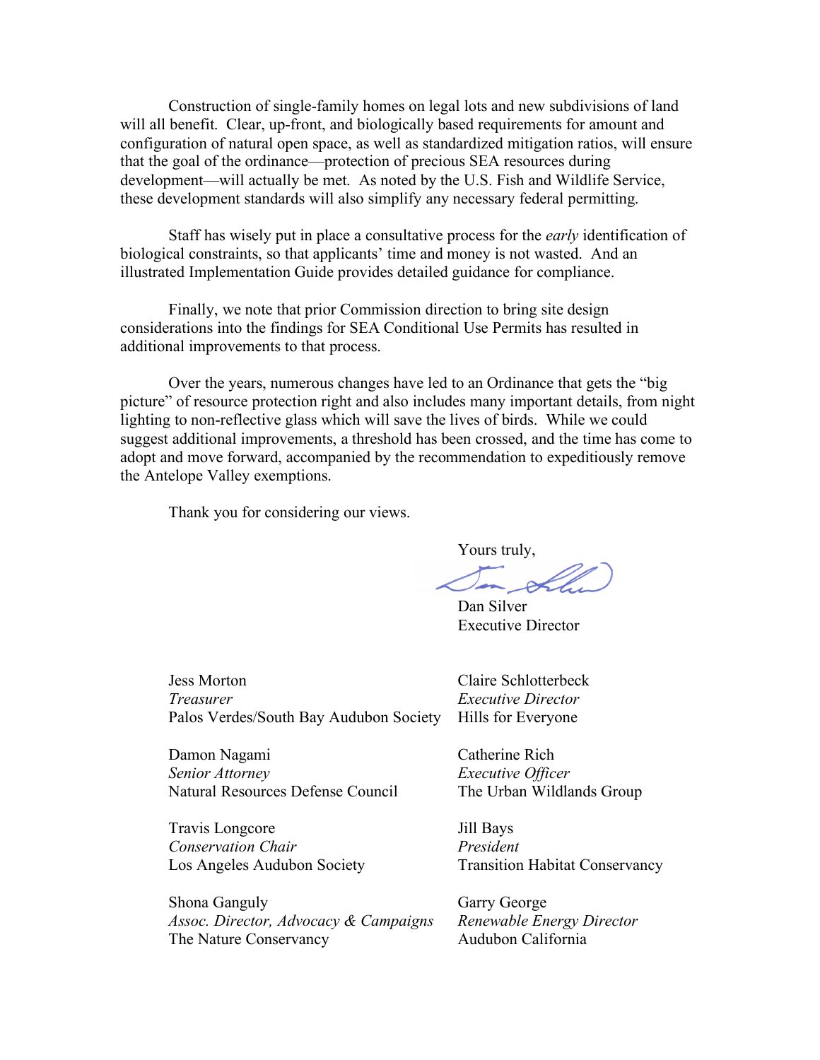Construction of single-family homes on legal lots and new subdivisions of land will all benefit. Clear, up-front, and biologically based requirements for amount and configuration of natural open space, as well as standardized mitigation ratios, will ensure that the goal of the ordinance—protection of precious SEA resources during development—will actually be met. As noted by the U.S. Fish and Wildlife Service, these development standards will also simplify any necessary federal permitting.

Staff has wisely put in place a consultative process for the *early* identification of biological constraints, so that applicants' time and money is not wasted. And an illustrated Implementation Guide provides detailed guidance for compliance.

Finally, we note that prior Commission direction to bring site design considerations into the findings for SEA Conditional Use Permits has resulted in additional improvements to that process.

Over the years, numerous changes have led to an Ordinance that gets the "big picture" of resource protection right and also includes many important details, from night lighting to non-reflective glass which will save the lives of birds. While we could suggest additional improvements, a threshold has been crossed, and the time has come to adopt and move forward, accompanied by the recommendation to expeditiously remove the Antelope Valley exemptions.

Thank you for considering our views.

Yours truly,

Dan Silver
Executive Director

Jess Morton
*Treasurer*
Palos Verdes/South Bay Audubon Society

Claire Schlotterbeck
*Executive Director*
Hills for Everyone

Damon Nagami
*Senior Attorney*
Natural Resources Defense Council

Catherine Rich
*Executive Officer*
The Urban Wildlands Group

Travis Longcore
*Conservation Chair*
Los Angeles Audubon Society

Jill Bays
*President*
Transition Habitat Conservancy

Shona Ganguly
*Assoc. Director, Advocacy & Campaigns*
The Nature Conservancy

Garry George
*Renewable Energy Director*
Audubon California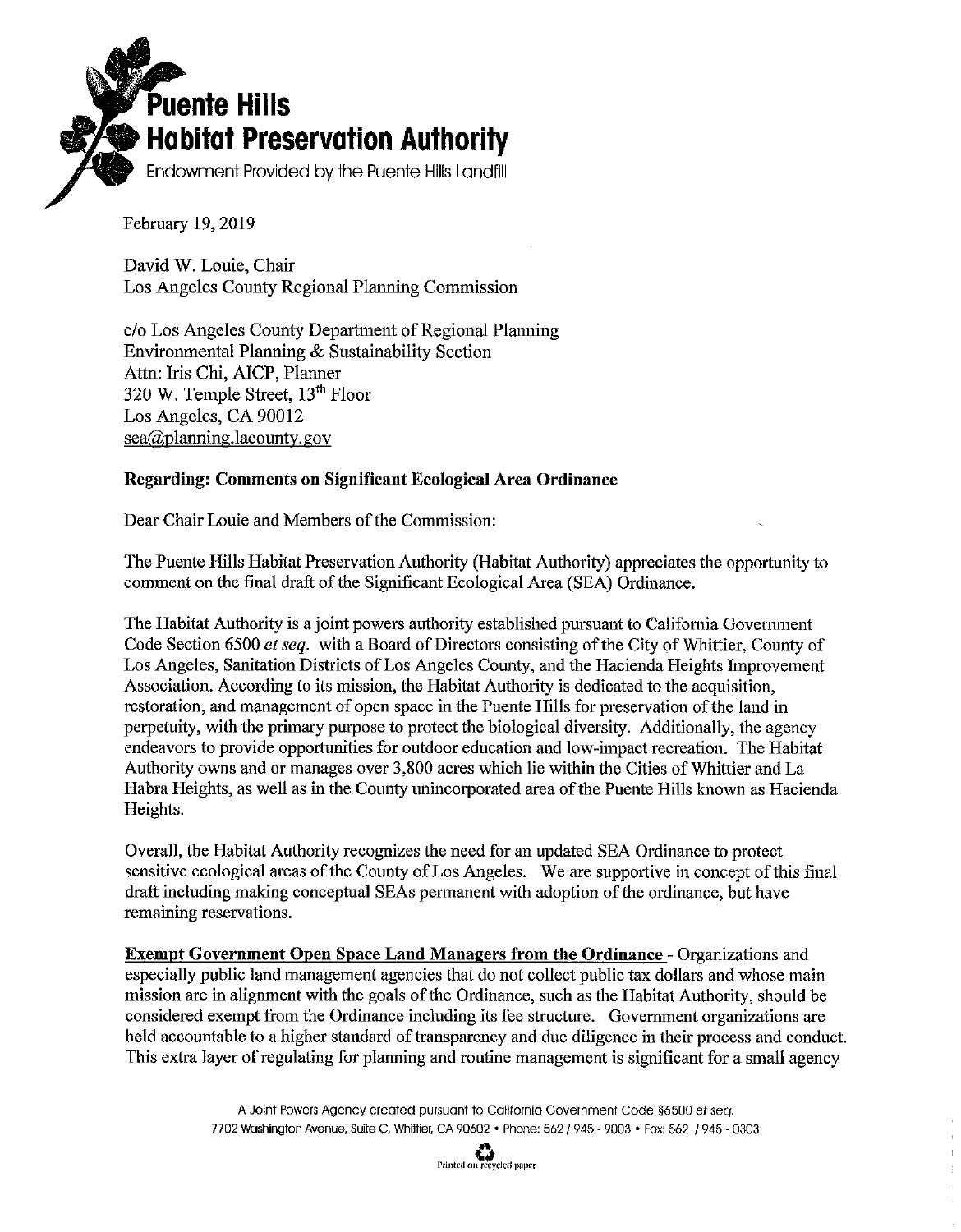**Puente Hills Habitat Preservation Authority**

Endowment Provided by the Puente Hills Landfill

February 19, 2019

David W. Louie, Chair
Los Angeles County Regional Planning Commission

c/o Los Angeles County Department of Regional Planning
Environmental Planning & Sustainability Section
Attn: Iris Chi, AICP, Planner
320 W. Temple Street, 13th Floor
Los Angeles, CA 90012
sea@planning.lacounty.gov

**Regarding: Comments on Significant Ecological Area Ordinance**

Dear Chair Louie and Members of the Commission:

The Puente Hills Habitat Preservation Authority (Habitat Authority) appreciates the opportunity to comment on the final draft of the Significant Ecological Area (SEA) Ordinance.

The Habitat Authority is a joint powers authority established pursuant to California Government Code Section 6500 *et seq.* with a Board of Directors consisting of the City of Whittier, County of Los Angeles, Sanitation Districts of Los Angeles County, and the Hacienda Heights Improvement Association. According to its mission, the Habitat Authority is dedicated to the acquisition, restoration, and management of open space in the Puente Hills for preservation of the land in perpetuity, with the primary purpose to protect the biological diversity. Additionally, the agency endeavors to provide opportunities for outdoor education and low-impact recreation. The Habitat Authority owns and or manages over 3,800 acres which lie within the Cities of Whittier and La Habra Heights, as well as in the County unincorporated area of the Puente Hills known as Hacienda Heights.

Overall, the Habitat Authority recognizes the need for an updated SEA Ordinance to protect sensitive ecological areas of the County of Los Angeles. We are supportive in concept of this final draft including making conceptual SEAs permanent with adoption of the ordinance, but have remaining reservations.

**Exempt Government Open Space Land Managers from the Ordinance** - Organizations and especially public land management agencies that do not collect public tax dollars and whose main mission are in alignment with the goals of the Ordinance, such as the Habitat Authority, should be considered exempt from the Ordinance including its fee structure. Government organizations are held accountable to a higher standard of transparency and due diligence in their process and conduct. This extra layer of regulating for planning and routine management is significant for a small agency

A Joint Powers Agency created pursuant to California Government Code §6500 *et seq.*
7702 Washington Avenue, Suite C, Whittier, CA 90602 • Phone: 562 / 945 - 9003 • Fax: 562 / 945 - 0303

Printed on recycled paper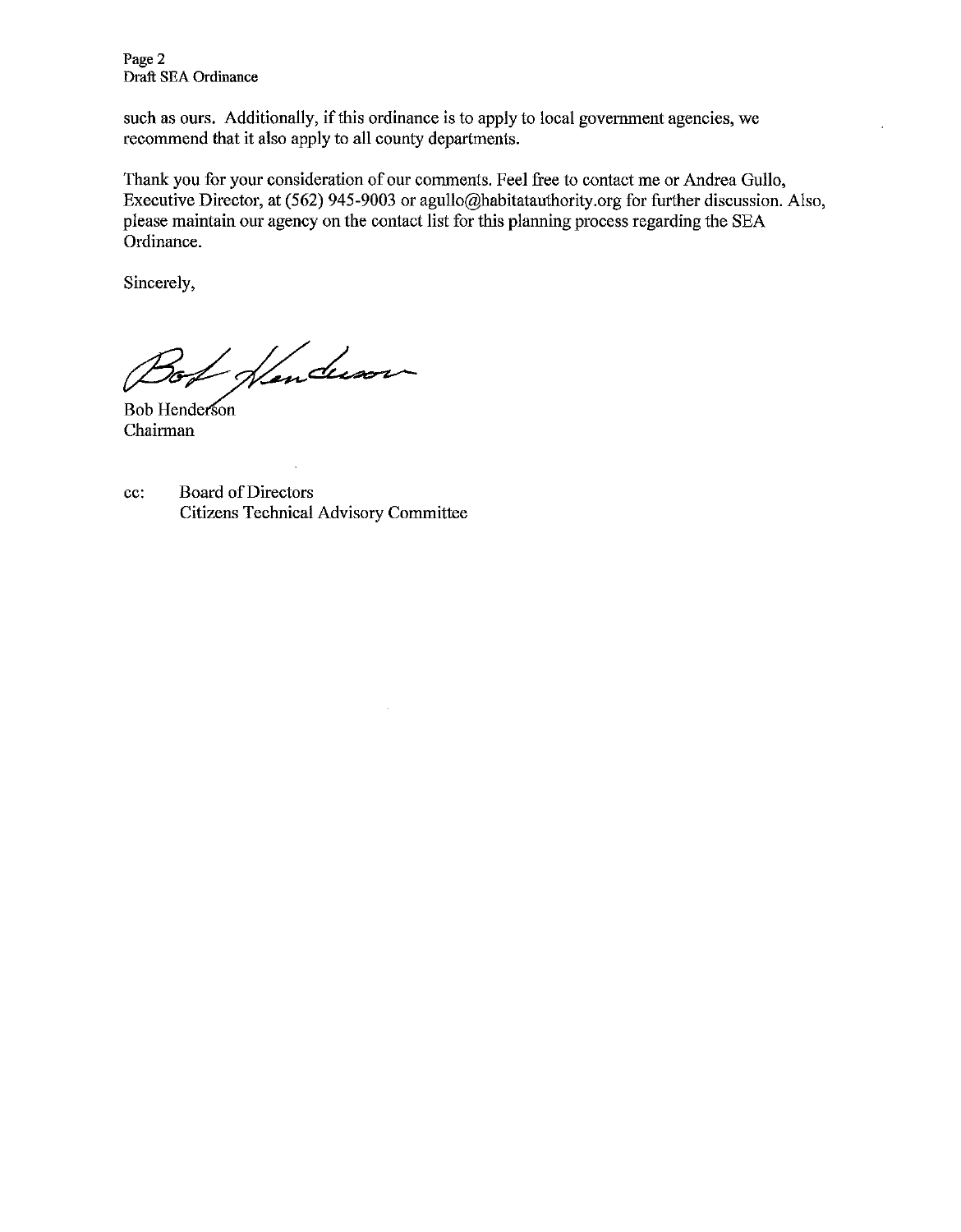such as ours. Additionally, if this ordinance is to apply to local government agencies, we recommend that it also apply to all county departments.

Thank you for your consideration of our comments. Feel free to contact me or Andrea Gullo, Executive Director, at (562) 945-9003 or agullo@habitatauthority.org for further discussion. Also, please maintain our agency on the contact list for this planning process regarding the SEA Ordinance.

Sincerely,

Bob Henderson
Chairman

cc: Board of Directors
Citizens Technical Advisory Committee